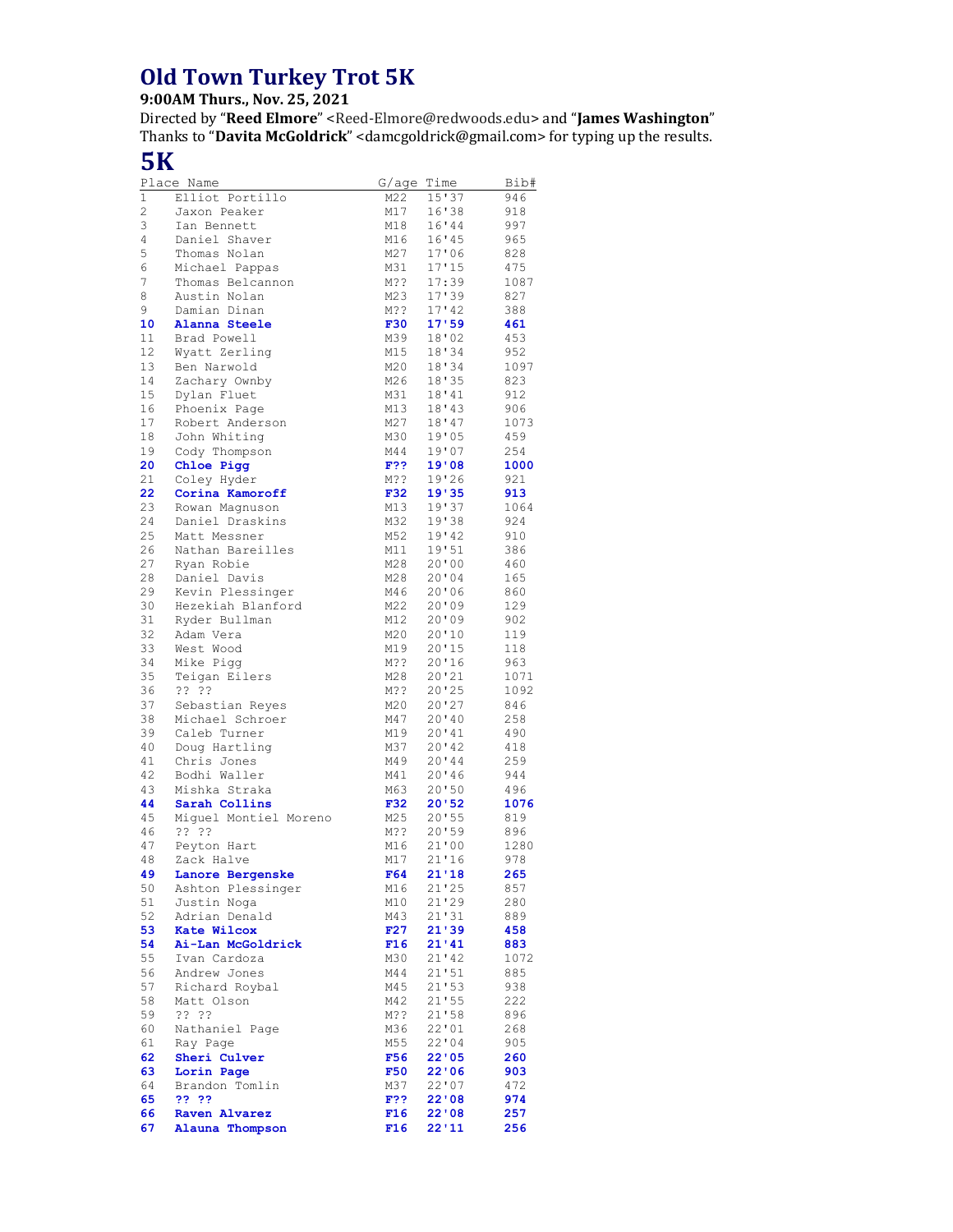# Old Town Turkey Trot 5K

**9:00AM Thurs., Nov. 25, 2021**

Directed by "**Reed Elmore**" <Reed-Elmore@redwoods.edu> and "**James Washington**"
Thanks to "**Davita McGoldrick**" <damcgoldrick@gmail.com> for typing up the results.

## 5K

| Place | Name | G/age | Time | Bib# |
|---|---|---|---|---|
| 1 | Elliot Portillo | M22 | 15'37 | 946 |
| 2 | Jaxon Peaker | M17 | 16'38 | 918 |
| 3 | Ian Bennett | M18 | 16'44 | 997 |
| 4 | Daniel Shaver | M16 | 16'45 | 965 |
| 5 | Thomas Nolan | M27 | 17'06 | 828 |
| 6 | Michael Pappas | M31 | 17'15 | 475 |
| 7 | Thomas Belcannon | M?? | 17:39 | 1087 |
| 8 | Austin Nolan | M23 | 17'39 | 827 |
| 9 | Damian Dinan | M?? | 17'42 | 388 |
| **10** | **Alanna Steele** | **F30** | **17'59** | **461** |
| 11 | Brad Powell | M39 | 18'02 | 453 |
| 12 | Wyatt Zerling | M15 | 18'34 | 952 |
| 13 | Ben Narwold | M20 | 18'34 | 1097 |
| 14 | Zachary Ownby | M26 | 18'35 | 823 |
| 15 | Dylan Fluet | M31 | 18'41 | 912 |
| 16 | Phoenix Page | M13 | 18'43 | 906 |
| 17 | Robert Anderson | M27 | 18'47 | 1073 |
| 18 | John Whiting | M30 | 19'05 | 459 |
| 19 | Cody Thompson | M44 | 19'07 | 254 |
| **20** | **Chloe Pigg** | **F??** | **19'08** | **1000** |
| 21 | Coley Hyder | M?? | 19'26 | 921 |
| **22** | **Corina Kamoroff** | **F32** | **19'35** | **913** |
| 23 | Rowan Magnuson | M13 | 19'37 | 1064 |
| 24 | Daniel Draskins | M32 | 19'38 | 924 |
| 25 | Matt Messner | M52 | 19'42 | 910 |
| 26 | Nathan Bareilles | M11 | 19'51 | 386 |
| 27 | Ryan Robie | M28 | 20'00 | 460 |
| 28 | Daniel Davis | M28 | 20'04 | 165 |
| 29 | Kevin Plessinger | M46 | 20'06 | 860 |
| 30 | Hezekiah Blanford | M22 | 20'09 | 129 |
| 31 | Ryder Bullman | M12 | 20'09 | 902 |
| 32 | Adam Vera | M20 | 20'10 | 119 |
| 33 | West Wood | M19 | 20'15 | 118 |
| 34 | Mike Pigg | M?? | 20'16 | 963 |
| 35 | Teigan Eilers | M28 | 20'21 | 1071 |
| 36 | ?? ?? | M?? | 20'25 | 1092 |
| 37 | Sebastian Reyes | M20 | 20'27 | 846 |
| 38 | Michael Schroer | M47 | 20'40 | 258 |
| 39 | Caleb Turner | M19 | 20'41 | 490 |
| 40 | Doug Hartling | M37 | 20'42 | 418 |
| 41 | Chris Jones | M49 | 20'44 | 259 |
| 42 | Bodhi Waller | M41 | 20'46 | 944 |
| 43 | Mishka Straka | M63 | 20'50 | 496 |
| **44** | **Sarah Collins** | **F32** | **20'52** | **1076** |
| 45 | Miguel Montiel Moreno | M25 | 20'55 | 819 |
| 46 | ?? ?? | M?? | 20'59 | 896 |
| 47 | Peyton Hart | M16 | 21'00 | 1280 |
| 48 | Zack Halve | M17 | 21'16 | 978 |
| **49** | **Lanore Bergenske** | **F64** | **21'18** | **265** |
| 50 | Ashton Plessinger | M16 | 21'25 | 857 |
| 51 | Justin Noga | M10 | 21'29 | 280 |
| 52 | Adrian Denald | M43 | 21'31 | 889 |
| **53** | **Kate Wilcox** | **F27** | **21'39** | **458** |
| **54** | **Ai-Lan McGoldrick** | **F16** | **21'41** | **883** |
| 55 | Ivan Cardoza | M30 | 21'42 | 1072 |
| 56 | Andrew Jones | M44 | 21'51 | 885 |
| 57 | Richard Roybal | M45 | 21'53 | 938 |
| 58 | Matt Olson | M42 | 21'55 | 222 |
| 59 | ?? ?? | M?? | 21'58 | 896 |
| 60 | Nathaniel Page | M36 | 22'01 | 268 |
| 61 | Ray Page | M55 | 22'04 | 905 |
| **62** | **Sheri Culver** | **F56** | **22'05** | **260** |
| **63** | **Lorin Page** | **F50** | **22'06** | **903** |
| 64 | Brandon Tomlin | M37 | 22'07 | 472 |
| **65** | **?? ??** | **F??** | **22'08** | **974** |
| **66** | **Raven Alvarez** | **F16** | **22'08** | **257** |
| **67** | **Alauna Thompson** | **F16** | **22'11** | **256** |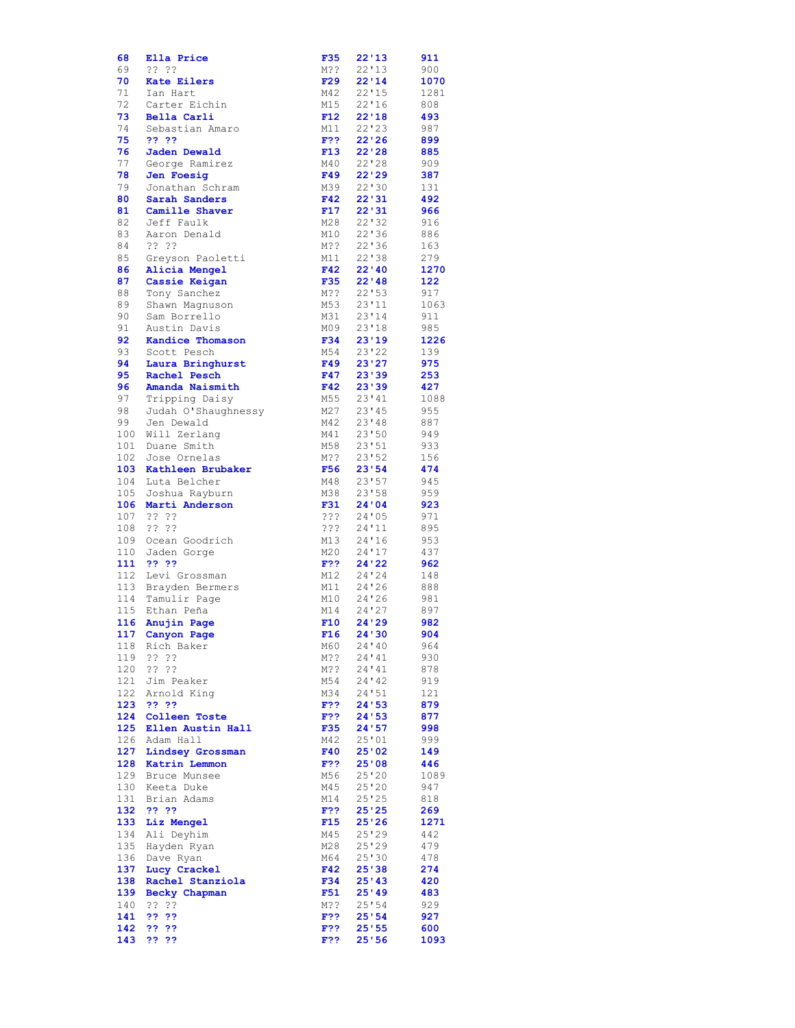| | | | | |
|---|---|---|---|---|
| **68** | **Ella Price** | **F35** | **22'13** | **911** |
| 69 | ?? ?? | M?? | 22'13 | 900 |
| **70** | **Kate Eilers** | **F29** | **22'14** | **1070** |
| 71 | Ian Hart | M42 | 22'15 | 1281 |
| 72 | Carter Eichin | M15 | 22'16 | 808 |
| **73** | **Bella Carli** | **F12** | **22'18** | **493** |
| 74 | Sebastian Amaro | M11 | 22'23 | 987 |
| **75** | **?? ??** | **F??** | **22'26** | **899** |
| **76** | **Jaden Dewald** | **F13** | **22'28** | **885** |
| 77 | George Ramirez | M40 | 22'28 | 909 |
| **78** | **Jen Foesig** | **F49** | **22'29** | **387** |
| 79 | Jonathan Schram | M39 | 22'30 | 131 |
| **80** | **Sarah Sanders** | **F42** | **22'31** | **492** |
| **81** | **Camille Shaver** | **F17** | **22'31** | **966** |
| 82 | Jeff Faulk | M28 | 22'32 | 916 |
| 83 | Aaron Denald | M10 | 22'36 | 886 |
| 84 | ?? ?? | M?? | 22'36 | 163 |
| 85 | Greyson Paoletti | M11 | 22'38 | 279 |
| **86** | **Alicia Mengel** | **F42** | **22'40** | **1270** |
| **87** | **Cassie Keigan** | **F35** | **22'48** | **122** |
| 88 | Tony Sanchez | M?? | 22'53 | 917 |
| 89 | Shawn Magnuson | M53 | 23'11 | 1063 |
| 90 | Sam Borrello | M31 | 23'14 | 911 |
| 91 | Austin Davis | M09 | 23'18 | 985 |
| **92** | **Kandice Thomason** | **F34** | **23'19** | **1226** |
| 93 | Scott Pesch | M54 | 23'22 | 139 |
| **94** | **Laura Bringhurst** | **F49** | **23'27** | **975** |
| **95** | **Rachel Pesch** | **F47** | **23'39** | **253** |
| **96** | **Amanda Naismith** | **F42** | **23'39** | **427** |
| 97 | Tripping Daisy | M55 | 23'41 | 1088 |
| 98 | Judah O'Shaughnessy | M27 | 23'45 | 955 |
| 99 | Jen Dewald | M42 | 23'48 | 887 |
| 100 | Will Zerlang | M41 | 23'50 | 949 |
| 101 | Duane Smith | M58 | 23'51 | 933 |
| 102 | Jose Ornelas | M?? | 23'52 | 156 |
| **103** | **Kathleen Brubaker** | **F56** | **23'54** | **474** |
| 104 | Luta Belcher | M48 | 23'57 | 945 |
| 105 | Joshua Rayburn | M38 | 23'58 | 959 |
| **106** | **Marti Anderson** | **F31** | **24'04** | **923** |
| 107 | ?? ?? | ??? | 24'05 | 971 |
| 108 | ?? ?? | ??? | 24'11 | 895 |
| 109 | Ocean Goodrich | M13 | 24'16 | 953 |
| 110 | Jaden Gorge | M20 | 24'17 | 437 |
| **111** | **?? ??** | **F??** | **24'22** | **962** |
| 112 | Levi Grossman | M12 | 24'24 | 148 |
| 113 | Brayden Bermers | M11 | 24'26 | 888 |
| 114 | Tamulir Page | M10 | 24'26 | 981 |
| 115 | Ethan Peña | M14 | 24'27 | 897 |
| **116** | **Anujin Page** | **F10** | **24'29** | **982** |
| **117** | **Canyon Page** | **F16** | **24'30** | **904** |
| 118 | Rich Baker | M60 | 24'40 | 964 |
| 119 | ?? ?? | M?? | 24'41 | 930 |
| 120 | ?? ?? | M?? | 24'41 | 878 |
| 121 | Jim Peaker | M54 | 24'42 | 919 |
| 122 | Arnold King | M34 | 24'51 | 121 |
| **123** | **?? ??** | **F??** | **24'53** | **879** |
| **124** | **Colleen Toste** | **F??** | **24'53** | **877** |
| **125** | **Ellen Austin Hall** | **F35** | **24'57** | **998** |
| 126 | Adam Hall | M42 | 25'01 | 999 |
| **127** | **Lindsey Grossman** | **F40** | **25'02** | **149** |
| **128** | **Katrin Lemmon** | **F??** | **25'08** | **446** |
| 129 | Bruce Munsee | M56 | 25'20 | 1089 |
| 130 | Keeta Duke | M45 | 25'20 | 947 |
| 131 | Brian Adams | M14 | 25'25 | 818 |
| **132** | **?? ??** | **F??** | **25'25** | **269** |
| **133** | **Liz Mengel** | **F15** | **25'26** | **1271** |
| 134 | Ali Deyhim | M45 | 25'29 | 442 |
| 135 | Hayden Ryan | M28 | 25'29 | 479 |
| 136 | Dave Ryan | M64 | 25'30 | 478 |
| **137** | **Lucy Crackel** | **F42** | **25'38** | **274** |
| **138** | **Rachel Stanziola** | **F34** | **25'43** | **420** |
| **139** | **Becky Chapman** | **F51** | **25'49** | **483** |
| 140 | ?? ?? | M?? | 25'54 | 929 |
| **141** | **?? ??** | **F??** | **25'54** | **927** |
| **142** | **?? ??** | **F??** | **25'55** | **600** |
| **143** | **?? ??** | **F??** | **25'56** | **1093** |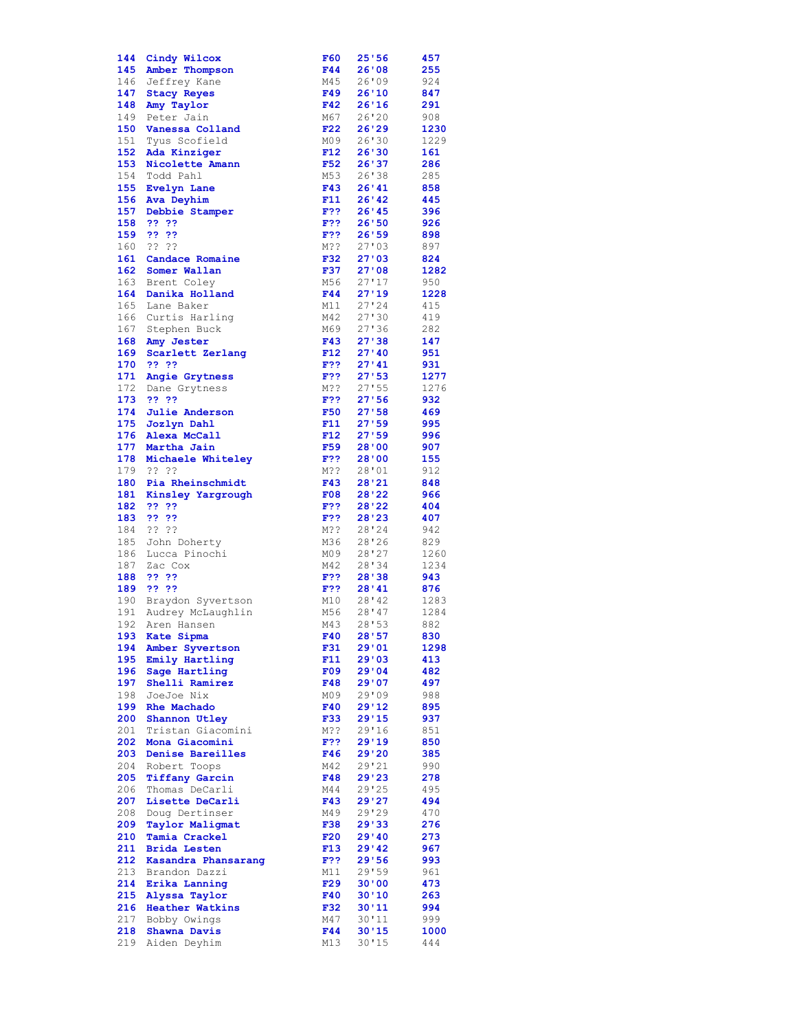| | | | | |
|---|---|---|---|---|
| **144** | **Cindy Wilcox** | **F60** | **25'56** | **457** |
| **145** | **Amber Thompson** | **F44** | **26'08** | **255** |
| 146 | Jeffrey Kane | M45 | 26'09 | 924 |
| **147** | **Stacy Reyes** | **F49** | **26'10** | **847** |
| **148** | **Amy Taylor** | **F42** | **26'16** | **291** |
| 149 | Peter Jain | M67 | 26'20 | 908 |
| **150** | **Vanessa Colland** | **F22** | **26'29** | **1230** |
| 151 | Tyus Scofield | M09 | 26'30 | 1229 |
| **152** | **Ada Kinziger** | **F12** | **26'30** | **161** |
| **153** | **Nicolette Amann** | **F52** | **26'37** | **286** |
| 154 | Todd Pahl | M53 | 26'38 | 285 |
| **155** | **Evelyn Lane** | **F43** | **26'41** | **858** |
| **156** | **Ava Deyhim** | **F11** | **26'42** | **445** |
| **157** | **Debbie Stamper** | **F??** | **26'45** | **396** |
| **158** | **?? ??** | **F??** | **26'50** | **926** |
| **159** | **?? ??** | **F??** | **26'59** | **898** |
| 160 | ?? ?? | M?? | 27'03 | 897 |
| **161** | **Candace Romaine** | **F32** | **27'03** | **824** |
| **162** | **Somer Wallan** | **F37** | **27'08** | **1282** |
| 163 | Brent Coley | M56 | 27'17 | 950 |
| **164** | **Danika Holland** | **F44** | **27'19** | **1228** |
| 165 | Lane Baker | M11 | 27'24 | 415 |
| 166 | Curtis Harling | M42 | 27'30 | 419 |
| 167 | Stephen Buck | M69 | 27'36 | 282 |
| **168** | **Amy Jester** | **F43** | **27'38** | **147** |
| **169** | **Scarlett Zerlang** | **F12** | **27'40** | **951** |
| **170** | **?? ??** | **F??** | **27'41** | **931** |
| **171** | **Angie Grytness** | **F??** | **27'53** | **1277** |
| 172 | Dane Grytness | M?? | 27'55 | 1276 |
| **173** | **?? ??** | **F??** | **27'56** | **932** |
| **174** | **Julie Anderson** | **F50** | **27'58** | **469** |
| **175** | **Jozlyn Dahl** | **F11** | **27'59** | **995** |
| **176** | **Alexa McCall** | **F12** | **27'59** | **996** |
| **177** | **Martha Jain** | **F59** | **28'00** | **907** |
| **178** | **Michaele Whiteley** | **F??** | **28'00** | **155** |
| 179 | ?? ?? | M?? | 28'01 | 912 |
| **180** | **Pia Rheinschmidt** | **F43** | **28'21** | **848** |
| **181** | **Kinsley Yargrough** | **F08** | **28'22** | **966** |
| **182** | **?? ??** | **F??** | **28'22** | **404** |
| **183** | **?? ??** | **F??** | **28'23** | **407** |
| 184 | ?? ?? | M?? | 28'24 | 942 |
| 185 | John Doherty | M36 | 28'26 | 829 |
| 186 | Lucca Pinochi | M09 | 28'27 | 1260 |
| 187 | Zac Cox | M42 | 28'34 | 1234 |
| **188** | **?? ??** | **F??** | **28'38** | **943** |
| **189** | **?? ??** | **F??** | **28'41** | **876** |
| 190 | Braydon Syvertson | M10 | 28'42 | 1283 |
| 191 | Audrey McLaughlin | M56 | 28'47 | 1284 |
| 192 | Aren Hansen | M43 | 28'53 | 882 |
| **193** | **Kate Sipma** | **F40** | **28'57** | **830** |
| **194** | **Amber Syvertson** | **F31** | **29'01** | **1298** |
| **195** | **Emily Hartling** | **F11** | **29'03** | **413** |
| **196** | **Sage Hartling** | **F09** | **29'04** | **482** |
| **197** | **Shelli Ramirez** | **F48** | **29'07** | **497** |
| 198 | JoeJoe Nix | M09 | 29'09 | 988 |
| **199** | **Rhe Machado** | **F40** | **29'12** | **895** |
| **200** | **Shannon Utley** | **F33** | **29'15** | **937** |
| 201 | Tristan Giacomini | M?? | 29'16 | 851 |
| **202** | **Mona Giacomini** | **F??** | **29'19** | **850** |
| **203** | **Denise Bareilles** | **F46** | **29'20** | **385** |
| 204 | Robert Toops | M42 | 29'21 | 990 |
| **205** | **Tiffany Garcin** | **F48** | **29'23** | **278** |
| 206 | Thomas DeCarli | M44 | 29'25 | 495 |
| **207** | **Lisette DeCarli** | **F43** | **29'27** | **494** |
| 208 | Doug Dertinser | M49 | 29'29 | 470 |
| **209** | **Taylor Maligmat** | **F38** | **29'33** | **276** |
| **210** | **Tamia Crackel** | **F20** | **29'40** | **273** |
| **211** | **Brida Lesten** | **F13** | **29'42** | **967** |
| **212** | **Kasandra Phansarang** | **F??** | **29'56** | **993** |
| 213 | Brandon Dazzi | M11 | 29'59 | 961 |
| **214** | **Erika Lanning** | **F29** | **30'00** | **473** |
| **215** | **Alyssa Taylor** | **F40** | **30'10** | **263** |
| **216** | **Heather Watkins** | **F32** | **30'11** | **994** |
| 217 | Bobby Owings | M47 | 30'11 | 999 |
| **218** | **Shawna Davis** | **F44** | **30'15** | **1000** |
| 219 | Aiden Deyhim | M13 | 30'15 | 444 |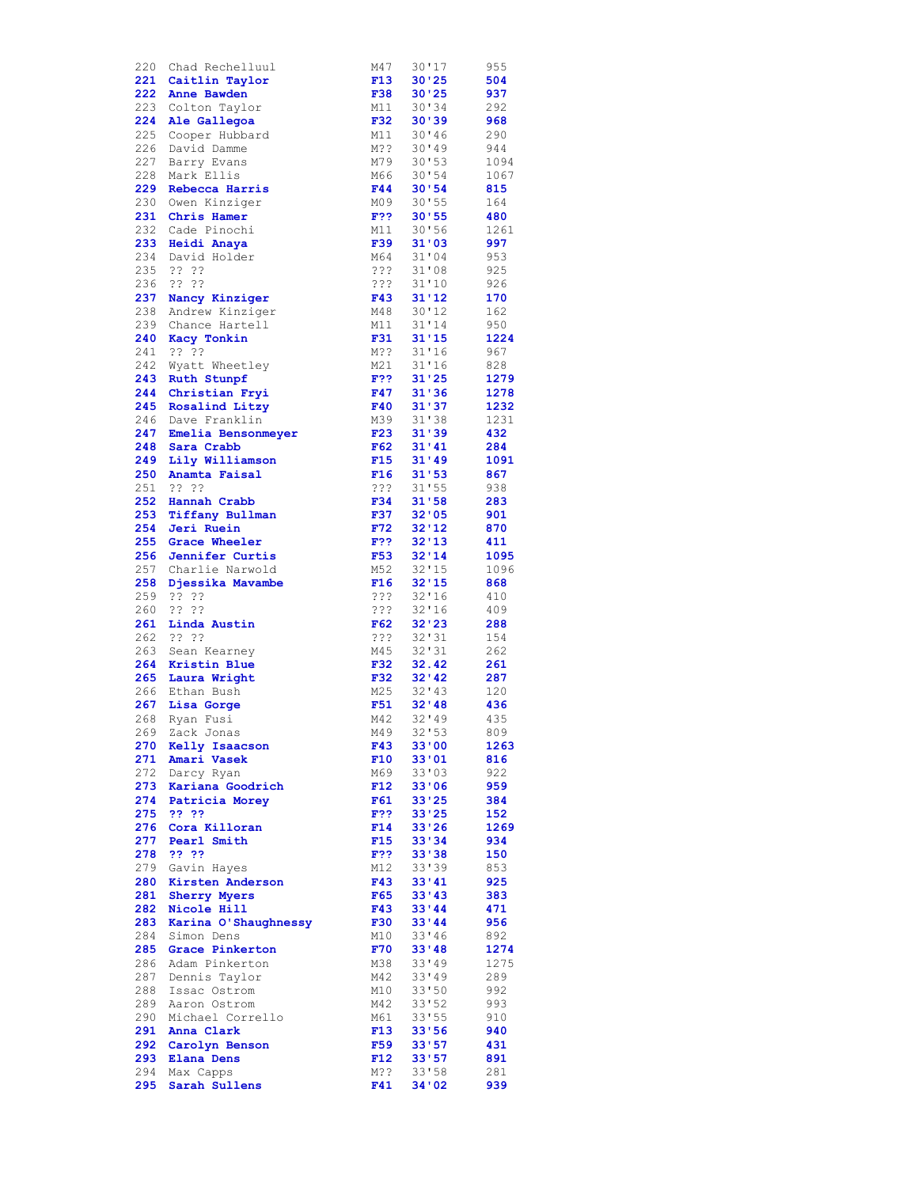| | | | | |
|---|---|---|---|---|
| 220 | Chad Rechelluul | M47 | 30'17 | 955 |
| **221** | **Caitlin Taylor** | **F13** | **30'25** | **504** |
| **222** | **Anne Bawden** | **F38** | **30'25** | **937** |
| 223 | Colton Taylor | M11 | 30'34 | 292 |
| **224** | **Ale Gallegoa** | **F32** | **30'39** | **968** |
| 225 | Cooper Hubbard | M11 | 30'46 | 290 |
| 226 | David Damme | M?? | 30'49 | 944 |
| 227 | Barry Evans | M79 | 30'53 | 1094 |
| 228 | Mark Ellis | M66 | 30'54 | 1067 |
| **229** | **Rebecca Harris** | **F44** | **30'54** | **815** |
| 230 | Owen Kinziger | M09 | 30'55 | 164 |
| **231** | **Chris Hamer** | **F??** | **30'55** | **480** |
| 232 | Cade Pinochi | M11 | 30'56 | 1261 |
| **233** | **Heidi Anaya** | **F39** | **31'03** | **997** |
| 234 | David Holder | M64 | 31'04 | 953 |
| 235 | ?? ?? | ??? | 31'08 | 925 |
| 236 | ?? ?? | ??? | 31'10 | 926 |
| **237** | **Nancy Kinziger** | **F43** | **31'12** | **170** |
| 238 | Andrew Kinziger | M48 | 30'12 | 162 |
| 239 | Chance Hartell | M11 | 31'14 | 950 |
| **240** | **Kacy Tonkin** | **F31** | **31'15** | **1224** |
| 241 | ?? ?? | M?? | 31'16 | 967 |
| 242 | Wyatt Wheetley | M21 | 31'16 | 828 |
| **243** | **Ruth Stunpf** | **F??** | **31'25** | **1279** |
| **244** | **Christian Fryi** | **F47** | **31'36** | **1278** |
| **245** | **Rosalind Litzy** | **F40** | **31'37** | **1232** |
| 246 | Dave Franklin | M39 | 31'38 | 1231 |
| **247** | **Emelia Bensonmeyer** | **F23** | **31'39** | **432** |
| **248** | **Sara Crabb** | **F62** | **31'41** | **284** |
| **249** | **Lily Williamson** | **F15** | **31'49** | **1091** |
| **250** | **Anamta Faisal** | **F16** | **31'53** | **867** |
| 251 | ?? ?? | ??? | 31'55 | 938 |
| **252** | **Hannah Crabb** | **F34** | **31'58** | **283** |
| **253** | **Tiffany Bullman** | **F37** | **32'05** | **901** |
| **254** | **Jeri Ruein** | **F72** | **32'12** | **870** |
| **255** | **Grace Wheeler** | **F??** | **32'13** | **411** |
| **256** | **Jennifer Curtis** | **F53** | **32'14** | **1095** |
| 257 | Charlie Narwold | M52 | 32'15 | 1096 |
| **258** | **Djessika Mavambe** | **F16** | **32'15** | **868** |
| 259 | ?? ?? | ??? | 32'16 | 410 |
| 260 | ?? ?? | ??? | 32'16 | 409 |
| **261** | **Linda Austin** | **F62** | **32'23** | **288** |
| 262 | ?? ?? | ??? | 32'31 | 154 |
| 263 | Sean Kearney | M45 | 32'31 | 262 |
| **264** | **Kristin Blue** | **F32** | **32.42** | **261** |
| **265** | **Laura Wright** | **F32** | **32'42** | **287** |
| 266 | Ethan Bush | M25 | 32'43 | 120 |
| **267** | **Lisa Gorge** | **F51** | **32'48** | **436** |
| 268 | Ryan Fusi | M42 | 32'49 | 435 |
| 269 | Zack Jonas | M49 | 32'53 | 809 |
| **270** | **Kelly Isaacson** | **F43** | **33'00** | **1263** |
| **271** | **Amari Vasek** | **F10** | **33'01** | **816** |
| 272 | Darcy Ryan | M69 | 33'03 | 922 |
| **273** | **Kariana Goodrich** | **F12** | **33'06** | **959** |
| **274** | **Patricia Morey** | **F61** | **33'25** | **384** |
| **275** | **?? ??** | **F??** | **33'25** | **152** |
| **276** | **Cora Killoran** | **F14** | **33'26** | **1269** |
| **277** | **Pearl Smith** | **F15** | **33'34** | **934** |
| **278** | **?? ??** | **F??** | **33'38** | **150** |
| 279 | Gavin Hayes | M12 | 33'39 | 853 |
| **280** | **Kirsten Anderson** | **F43** | **33'41** | **925** |
| **281** | **Sherry Myers** | **F65** | **33'43** | **383** |
| **282** | **Nicole Hill** | **F43** | **33'44** | **471** |
| **283** | **Karina O'Shaughnessy** | **F30** | **33'44** | **956** |
| 284 | Simon Dens | M10 | 33'46 | 892 |
| **285** | **Grace Pinkerton** | **F70** | **33'48** | **1274** |
| 286 | Adam Pinkerton | M38 | 33'49 | 1275 |
| 287 | Dennis Taylor | M42 | 33'49 | 289 |
| 288 | Issac Ostrom | M10 | 33'50 | 992 |
| 289 | Aaron Ostrom | M42 | 33'52 | 993 |
| 290 | Michael Corrello | M61 | 33'55 | 910 |
| **291** | **Anna Clark** | **F13** | **33'56** | **940** |
| **292** | **Carolyn Benson** | **F59** | **33'57** | **431** |
| **293** | **Elana Dens** | **F12** | **33'57** | **891** |
| 294 | Max Capps | M?? | 33'58 | 281 |
| **295** | **Sarah Sullens** | **F41** | **34'02** | **939** |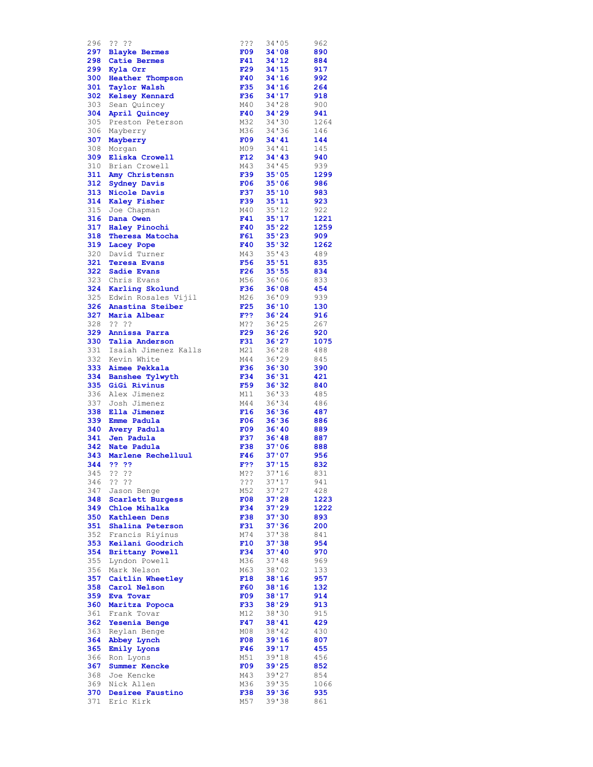| | | | | |
|---|---|---|---|---|
| 296 | ?? ?? | ??? | 34'05 | 962 |
| **297** | **Blayke Bermes** | **F09** | **34'08** | **890** |
| **298** | **Catie Bermes** | **F41** | **34'12** | **884** |
| **299** | **Kyla Orr** | **F29** | **34'15** | **917** |
| **300** | **Heather Thompson** | **F40** | **34'16** | **992** |
| **301** | **Taylor Walsh** | **F35** | **34'16** | **264** |
| **302** | **Kelsey Kennard** | **F36** | **34'17** | **918** |
| 303 | Sean Quincey | M40 | 34'28 | 900 |
| **304** | **April Quincey** | **F40** | **34'29** | **941** |
| 305 | Preston Peterson | M32 | 34'30 | 1264 |
| 306 | Mayberry | M36 | 34'36 | 146 |
| **307** | **Mayberry** | **F09** | **34'41** | **144** |
| 308 | Morgan | M09 | 34'41 | 145 |
| **309** | **Eliska Crowell** | **F12** | **34'43** | **940** |
| 310 | Brian Crowell | M43 | 34'45 | 939 |
| **311** | **Amy Christensn** | **F39** | **35'05** | **1299** |
| **312** | **Sydney Davis** | **F06** | **35'06** | **986** |
| **313** | **Nicole Davis** | **F37** | **35'10** | **983** |
| **314** | **Kaley Fisher** | **F39** | **35'11** | **923** |
| 315 | Joe Chapman | M40 | 35'12 | 922 |
| **316** | **Dana Owen** | **F41** | **35'17** | **1221** |
| **317** | **Haley Pinochi** | **F40** | **35'22** | **1259** |
| **318** | **Theresa Matocha** | **F61** | **35'23** | **909** |
| **319** | **Lacey Pope** | **F40** | **35'32** | **1262** |
| 320 | David Turner | M43 | 35'43 | 489 |
| **321** | **Teresa Evans** | **F56** | **35'51** | **835** |
| **322** | **Sadie Evans** | **F26** | **35'55** | **834** |
| 323 | Chris Evans | M56 | 36'06 | 833 |
| **324** | **Karling Skolund** | **F36** | **36'08** | **454** |
| 325 | Edwin Rosales Vijil | M26 | 36'09 | 939 |
| **326** | **Anastina Steiber** | **F25** | **36'10** | **130** |
| **327** | **Maria Albear** | **F??** | **36'24** | **916** |
| 328 | ?? ?? | M?? | 36'25 | 267 |
| **329** | **Annissa Parra** | **F29** | **36'26** | **920** |
| **330** | **Talia Anderson** | **F31** | **36'27** | **1075** |
| 331 | Isaiah Jimenez Kalls | M21 | 36'28 | 488 |
| 332 | Kevin White | M44 | 36'29 | 845 |
| **333** | **Aimee Pekkala** | **F36** | **36'30** | **390** |
| **334** | **Banshee Tylwyth** | **F34** | **36'31** | **421** |
| **335** | **GiGi Rivinus** | **F59** | **36'32** | **840** |
| 336 | Alex Jimenez | M11 | 36'33 | 485 |
| 337 | Josh Jimenez | M44 | 36'34 | 486 |
| **338** | **Ella Jimenez** | **F16** | **36'36** | **487** |
| **339** | **Emme Padula** | **F06** | **36'36** | **886** |
| **340** | **Avery Padula** | **F09** | **36'40** | **889** |
| **341** | **Jen Padula** | **F37** | **36'48** | **887** |
| **342** | **Nate Padula** | **F38** | **37'06** | **888** |
| **343** | **Marlene Rechelluul** | **F46** | **37'07** | **956** |
| **344** | **?? ??** | **F??** | **37'15** | **832** |
| 345 | ?? ?? | M?? | 37'16 | 831 |
| 346 | ?? ?? | ??? | 37'17 | 941 |
| 347 | Jason Benge | M52 | 37'27 | 428 |
| **348** | **Scarlett Burgess** | **F08** | **37'28** | **1223** |
| **349** | **Chloe Mihalka** | **F34** | **37'29** | **1222** |
| **350** | **Kathleen Dens** | **F38** | **37'30** | **893** |
| **351** | **Shalina Peterson** | **F31** | **37'36** | **200** |
| 352 | Francis Riyinus | M74 | 37'38 | 841 |
| **353** | **Keilani Goodrich** | **F10** | **37'38** | **954** |
| **354** | **Brittany Powell** | **F34** | **37'40** | **970** |
| 355 | Lyndon Powell | M36 | 37'48 | 969 |
| 356 | Mark Nelson | M63 | 38'02 | 133 |
| **357** | **Caitlin Wheetley** | **F18** | **38'16** | **957** |
| **358** | **Carol Nelson** | **F60** | **38'16** | **132** |
| **359** | **Eva Tovar** | **F09** | **38'17** | **914** |
| **360** | **Maritza Popoca** | **F33** | **38'29** | **913** |
| 361 | Frank Tovar | M12 | 38'30 | 915 |
| **362** | **Yesenia Benge** | **F47** | **38'41** | **429** |
| 363 | Reylan Benge | M08 | 38'42 | 430 |
| **364** | **Abbey Lynch** | **F08** | **39'16** | **807** |
| **365** | **Emily Lyons** | **F46** | **39'17** | **455** |
| 366 | Ron Lyons | M51 | 39'18 | 456 |
| **367** | **Summer Kencke** | **F09** | **39'25** | **852** |
| 368 | Joe Kencke | M43 | 39'27 | 854 |
| 369 | Nick Allen | M36 | 39'35 | 1066 |
| **370** | **Desiree Faustino** | **F38** | **39'36** | **935** |
| 371 | Eric Kirk | M57 | 39'38 | 861 |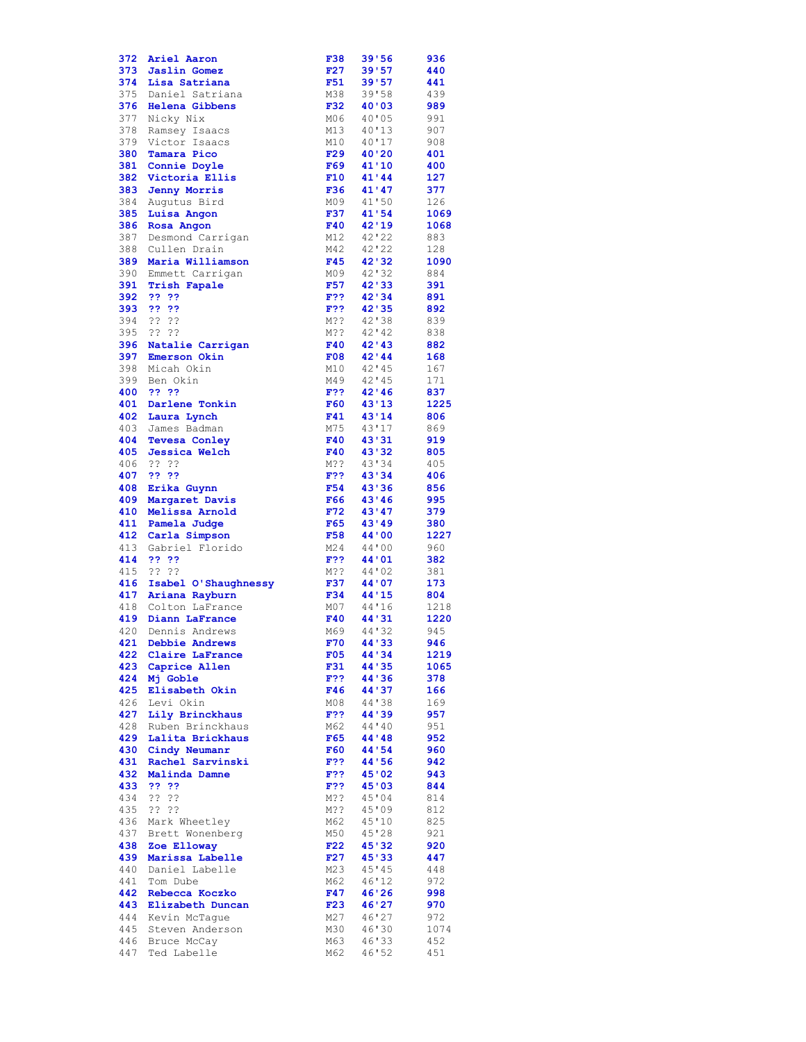| | | | | |
|---|---|---|---|---|
| **372** | **Ariel Aaron** | **F38** | **39'56** | **936** |
| **373** | **Jaslin Gomez** | **F27** | **39'57** | **440** |
| **374** | **Lisa Satriana** | **F51** | **39'57** | **441** |
| 375 | Daniel Satriana | M38 | 39'58 | 439 |
| **376** | **Helena Gibbens** | **F32** | **40'03** | **989** |
| 377 | Nicky Nix | M06 | 40'05 | 991 |
| 378 | Ramsey Isaacs | M13 | 40'13 | 907 |
| 379 | Victor Isaacs | M10 | 40'17 | 908 |
| **380** | **Tamara Pico** | **F29** | **40'20** | **401** |
| **381** | **Connie Doyle** | **F69** | **41'10** | **400** |
| **382** | **Victoria Ellis** | **F10** | **41'44** | **127** |
| **383** | **Jenny Morris** | **F36** | **41'47** | **377** |
| 384 | Augutus Bird | M09 | 41'50 | 126 |
| **385** | **Luisa Angon** | **F37** | **41'54** | **1069** |
| **386** | **Rosa Angon** | **F40** | **42'19** | **1068** |
| 387 | Desmond Carrigan | M12 | 42'22 | 883 |
| 388 | Cullen Drain | M42 | 42'22 | 128 |
| **389** | **Maria Williamson** | **F45** | **42'32** | **1090** |
| 390 | Emmett Carrigan | M09 | 42'32 | 884 |
| **391** | **Trish Fapale** | **F57** | **42'33** | **391** |
| **392** | **?? ??** | **F??** | **42'34** | **891** |
| **393** | **?? ??** | **F??** | **42'35** | **892** |
| 394 | ?? ?? | M?? | 42'38 | 839 |
| 395 | ?? ?? | M?? | 42'42 | 838 |
| **396** | **Natalie Carrigan** | **F40** | **42'43** | **882** |
| **397** | **Emerson Okin** | **F08** | **42'44** | **168** |
| 398 | Micah Okin | M10 | 42'45 | 167 |
| 399 | Ben Okin | M49 | 42'45 | 171 |
| **400** | **?? ??** | **F??** | **42'46** | **837** |
| **401** | **Darlene Tonkin** | **F60** | **43'13** | **1225** |
| **402** | **Laura Lynch** | **F41** | **43'14** | **806** |
| 403 | James Badman | M75 | 43'17 | 869 |
| **404** | **Tevesa Conley** | **F40** | **43'31** | **919** |
| **405** | **Jessica Welch** | **F40** | **43'32** | **805** |
| 406 | ?? ?? | M?? | 43'34 | 405 |
| **407** | **?? ??** | **F??** | **43'34** | **406** |
| **408** | **Erika Guynn** | **F54** | **43'36** | **856** |
| **409** | **Margaret Davis** | **F66** | **43'46** | **995** |
| **410** | **Melissa Arnold** | **F72** | **43'47** | **379** |
| **411** | **Pamela Judge** | **F65** | **43'49** | **380** |
| **412** | **Carla Simpson** | **F58** | **44'00** | **1227** |
| 413 | Gabriel Florido | M24 | 44'00 | 960 |
| **414** | **?? ??** | **F??** | **44'01** | **382** |
| 415 | ?? ?? | M?? | 44'02 | 381 |
| **416** | **Isabel O'Shaughnessy** | **F37** | **44'07** | **173** |
| **417** | **Ariana Rayburn** | **F34** | **44'15** | **804** |
| 418 | Colton LaFrance | M07 | 44'16 | 1218 |
| **419** | **Diann LaFrance** | **F40** | **44'31** | **1220** |
| 420 | Dennis Andrews | M69 | 44'32 | 945 |
| **421** | **Debbie Andrews** | **F70** | **44'33** | **946** |
| **422** | **Claire LaFrance** | **F05** | **44'34** | **1219** |
| **423** | **Caprice Allen** | **F31** | **44'35** | **1065** |
| **424** | **Mj Goble** | **F??** | **44'36** | **378** |
| **425** | **Elisabeth Okin** | **F46** | **44'37** | **166** |
| 426 | Levi Okin | M08 | 44'38 | 169 |
| **427** | **Lily Brinckhaus** | **F??** | **44'39** | **957** |
| 428 | Ruben Brinckhaus | M62 | 44'40 | 951 |
| **429** | **Lalita Brickhaus** | **F65** | **44'48** | **952** |
| **430** | **Cindy Neumanr** | **F60** | **44'54** | **960** |
| **431** | **Rachel Sarvinski** | **F??** | **44'56** | **942** |
| **432** | **Malinda Damne** | **F??** | **45'02** | **943** |
| **433** | **?? ??** | **F??** | **45'03** | **844** |
| 434 | ?? ?? | M?? | 45'04 | 814 |
| 435 | ?? ?? | M?? | 45'09 | 812 |
| 436 | Mark Wheetley | M62 | 45'10 | 825 |
| 437 | Brett Wonenberg | M50 | 45'28 | 921 |
| **438** | **Zoe Elloway** | **F22** | **45'32** | **920** |
| **439** | **Marissa Labelle** | **F27** | **45'33** | **447** |
| 440 | Daniel Labelle | M23 | 45'45 | 448 |
| 441 | Tom Dube | M62 | 46'12 | 972 |
| **442** | **Rebecca Koczko** | **F47** | **46'26** | **998** |
| **443** | **Elizabeth Duncan** | **F23** | **46'27** | **970** |
| 444 | Kevin McTague | M27 | 46'27 | 972 |
| 445 | Steven Anderson | M30 | 46'30 | 1074 |
| 446 | Bruce McCay | M63 | 46'33 | 452 |
| 447 | Ted Labelle | M62 | 46'52 | 451 |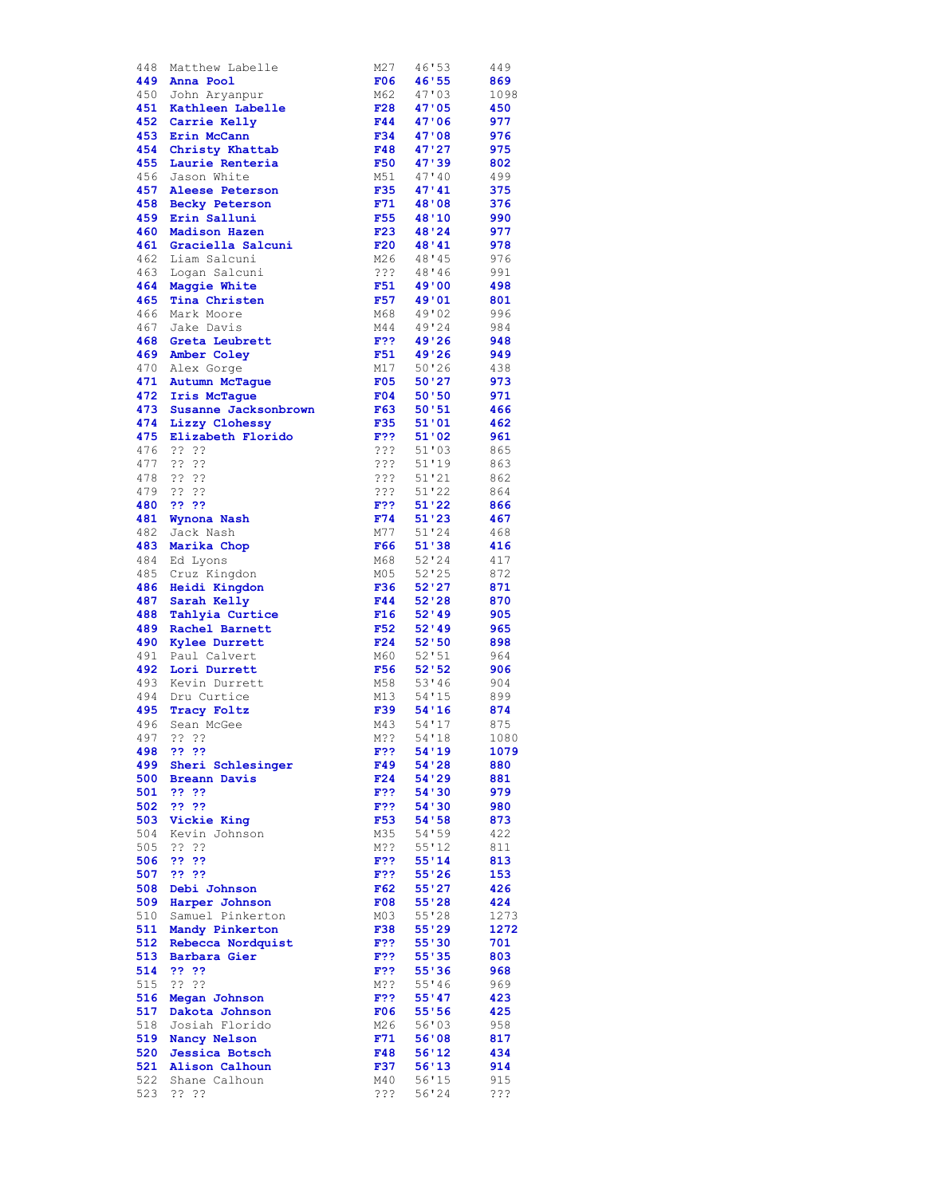| | | | | |
|---|---|---|---|---|
| 448 | Matthew Labelle | M27 | 46'53 | 449 |
| **449** | **Anna Pool** | **F06** | **46'55** | **869** |
| 450 | John Aryanpur | M62 | 47'03 | 1098 |
| **451** | **Kathleen Labelle** | **F28** | **47'05** | **450** |
| **452** | **Carrie Kelly** | **F44** | **47'06** | **977** |
| **453** | **Erin McCann** | **F34** | **47'08** | **976** |
| **454** | **Christy Khattab** | **F48** | **47'27** | **975** |
| **455** | **Laurie Renteria** | **F50** | **47'39** | **802** |
| 456 | Jason White | M51 | 47'40 | 499 |
| **457** | **Aleese Peterson** | **F35** | **47'41** | **375** |
| **458** | **Becky Peterson** | **F71** | **48'08** | **376** |
| **459** | **Erin Salluni** | **F55** | **48'10** | **990** |
| **460** | **Madison Hazen** | **F23** | **48'24** | **977** |
| **461** | **Graciella Salcuni** | **F20** | **48'41** | **978** |
| 462 | Liam Salcuni | M26 | 48'45 | 976 |
| 463 | Logan Salcuni | ??? | 48'46 | 991 |
| **464** | **Maggie White** | **F51** | **49'00** | **498** |
| **465** | **Tina Christen** | **F57** | **49'01** | **801** |
| 466 | Mark Moore | M68 | 49'02 | 996 |
| 467 | Jake Davis | M44 | 49'24 | 984 |
| **468** | **Greta Leubrett** | **F??** | **49'26** | **948** |
| **469** | **Amber Coley** | **F51** | **49'26** | **949** |
| 470 | Alex Gorge | M17 | 50'26 | 438 |
| **471** | **Autumn McTague** | **F05** | **50'27** | **973** |
| **472** | **Iris McTague** | **F04** | **50'50** | **971** |
| **473** | **Susanne Jacksonbrown** | **F63** | **50'51** | **466** |
| **474** | **Lizzy Clohessy** | **F35** | **51'01** | **462** |
| **475** | **Elizabeth Florido** | **F??** | **51'02** | **961** |
| 476 | ?? ?? | ??? | 51'03 | 865 |
| 477 | ?? ?? | ??? | 51'19 | 863 |
| 478 | ?? ?? | ??? | 51'21 | 862 |
| 479 | ?? ?? | ??? | 51'22 | 864 |
| **480** | **?? ??** | **F??** | **51'22** | **866** |
| **481** | **Wynona Nash** | **F74** | **51'23** | **467** |
| 482 | Jack Nash | M77 | 51'24 | 468 |
| **483** | **Marika Chop** | **F66** | **51'38** | **416** |
| 484 | Ed Lyons | M68 | 52'24 | 417 |
| 485 | Cruz Kingdon | M05 | 52'25 | 872 |
| **486** | **Heidi Kingdon** | **F36** | **52'27** | **871** |
| **487** | **Sarah Kelly** | **F44** | **52'28** | **870** |
| **488** | **Tahlyia Curtice** | **F16** | **52'49** | **905** |
| **489** | **Rachel Barnett** | **F52** | **52'49** | **965** |
| **490** | **Kylee Durrett** | **F24** | **52'50** | **898** |
| 491 | Paul Calvert | M60 | 52'51 | 964 |
| **492** | **Lori Durrett** | **F56** | **52'52** | **906** |
| 493 | Kevin Durrett | M58 | 53'46 | 904 |
| 494 | Dru Curtice | M13 | 54'15 | 899 |
| **495** | **Tracy Foltz** | **F39** | **54'16** | **874** |
| 496 | Sean McGee | M43 | 54'17 | 875 |
| 497 | ?? ?? | M?? | 54'18 | 1080 |
| **498** | **?? ??** | **F??** | **54'19** | **1079** |
| **499** | **Sheri Schlesinger** | **F49** | **54'28** | **880** |
| **500** | **Breann Davis** | **F24** | **54'29** | **881** |
| **501** | **?? ??** | **F??** | **54'30** | **979** |
| **502** | **?? ??** | **F??** | **54'30** | **980** |
| **503** | **Vickie King** | **F53** | **54'58** | **873** |
| 504 | Kevin Johnson | M35 | 54'59 | 422 |
| 505 | ?? ?? | M?? | 55'12 | 811 |
| **506** | **?? ??** | **F??** | **55'14** | **813** |
| **507** | **?? ??** | **F??** | **55'26** | **153** |
| **508** | **Debi Johnson** | **F62** | **55'27** | **426** |
| **509** | **Harper Johnson** | **F08** | **55'28** | **424** |
| 510 | Samuel Pinkerton | M03 | 55'28 | 1273 |
| **511** | **Mandy Pinkerton** | **F38** | **55'29** | **1272** |
| **512** | **Rebecca Nordquist** | **F??** | **55'30** | **701** |
| **513** | **Barbara Gier** | **F??** | **55'35** | **803** |
| **514** | **?? ??** | **F??** | **55'36** | **968** |
| 515 | ?? ?? | M?? | 55'46 | 969 |
| **516** | **Megan Johnson** | **F??** | **55'47** | **423** |
| **517** | **Dakota Johnson** | **F06** | **55'56** | **425** |
| 518 | Josiah Florido | M26 | 56'03 | 958 |
| **519** | **Nancy Nelson** | **F71** | **56'08** | **817** |
| **520** | **Jessica Botsch** | **F48** | **56'12** | **434** |
| **521** | **Alison Calhoun** | **F37** | **56'13** | **914** |
| 522 | Shane Calhoun | M40 | 56'15 | 915 |
| 523 | ?? ?? | ??? | 56'24 | ??? |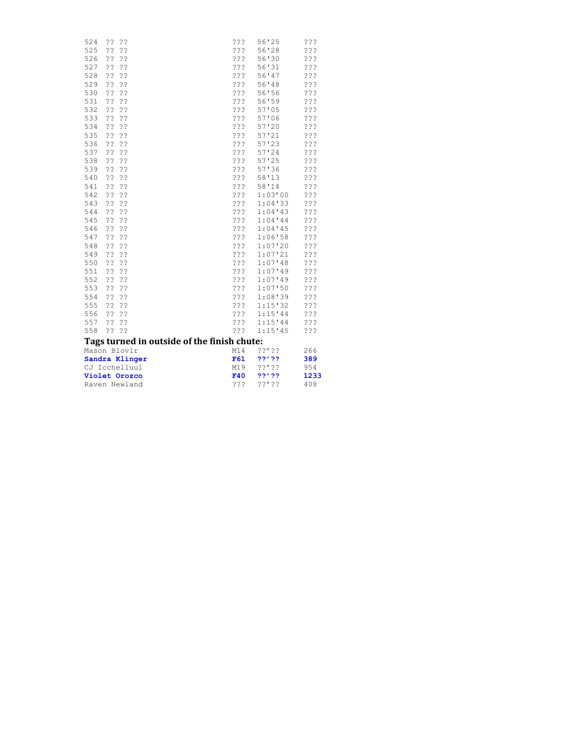| | | | | |
|---|---|---|---|---|
| 524 | ?? ?? | ??? | 56'25 | ??? |
| 525 | ?? ?? | ??? | 56'28 | ??? |
| 526 | ?? ?? | ??? | 56'30 | ??? |
| 527 | ?? ?? | ??? | 56'31 | ??? |
| 528 | ?? ?? | ??? | 56'47 | ??? |
| 529 | ?? ?? | ??? | 56'48 | ??? |
| 530 | ?? ?? | ??? | 56'56 | ??? |
| 531 | ?? ?? | ??? | 56'59 | ??? |
| 532 | ?? ?? | ??? | 57'05 | ??? |
| 533 | ?? ?? | ??? | 57'06 | ??? |
| 534 | ?? ?? | ??? | 57'20 | ??? |
| 535 | ?? ?? | ??? | 57'21 | ??? |
| 536 | ?? ?? | ??? | 57'23 | ??? |
| 537 | ?? ?? | ??? | 57'24 | ??? |
| 538 | ?? ?? | ??? | 57'25 | ??? |
| 539 | ?? ?? | ??? | 57'36 | ??? |
| 540 | ?? ?? | ??? | 58'13 | ??? |
| 541 | ?? ?? | ??? | 58'14 | ??? |
| 542 | ?? ?? | ??? | 1:03'00 | ??? |
| 543 | ?? ?? | ??? | 1:04'33 | ??? |
| 544 | ?? ?? | ??? | 1:04'43 | ??? |
| 545 | ?? ?? | ??? | 1:04'44 | ??? |
| 546 | ?? ?? | ??? | 1:04'45 | ??? |
| 547 | ?? ?? | ??? | 1:06'58 | ??? |
| 548 | ?? ?? | ??? | 1:07'20 | ??? |
| 549 | ?? ?? | ??? | 1:07'21 | ??? |
| 550 | ?? ?? | ??? | 1:07'48 | ??? |
| 551 | ?? ?? | ??? | 1:07'49 | ??? |
| 552 | ?? ?? | ??? | 1:07'49 | ??? |
| 553 | ?? ?? | ??? | 1:07'50 | ??? |
| 554 | ?? ?? | ??? | 1:08'39 | ??? |
| 555 | ?? ?? | ??? | 1:15'32 | ??? |
| 556 | ?? ?? | ??? | 1:15'44 | ??? |
| 557 | ?? ?? | ??? | 1:15'44 | ??? |
| 558 | ?? ?? | ??? | 1:15'45 | ??? |

### Tags turned in outside of the finish chute:

| | | | |
|---|---|---|---|
| Mason Blovir | M14 | ??'?? | 266 |
| **Sandra Klinger** | **F61** | **??'??** | **389** |
| CJ Icchelluul | M19 | ??'?? | 954 |
| **Violet Orozco** | **F40** | **??'??** | **1233** |
| Raven Newland | ??? | ??'?? | 408 |